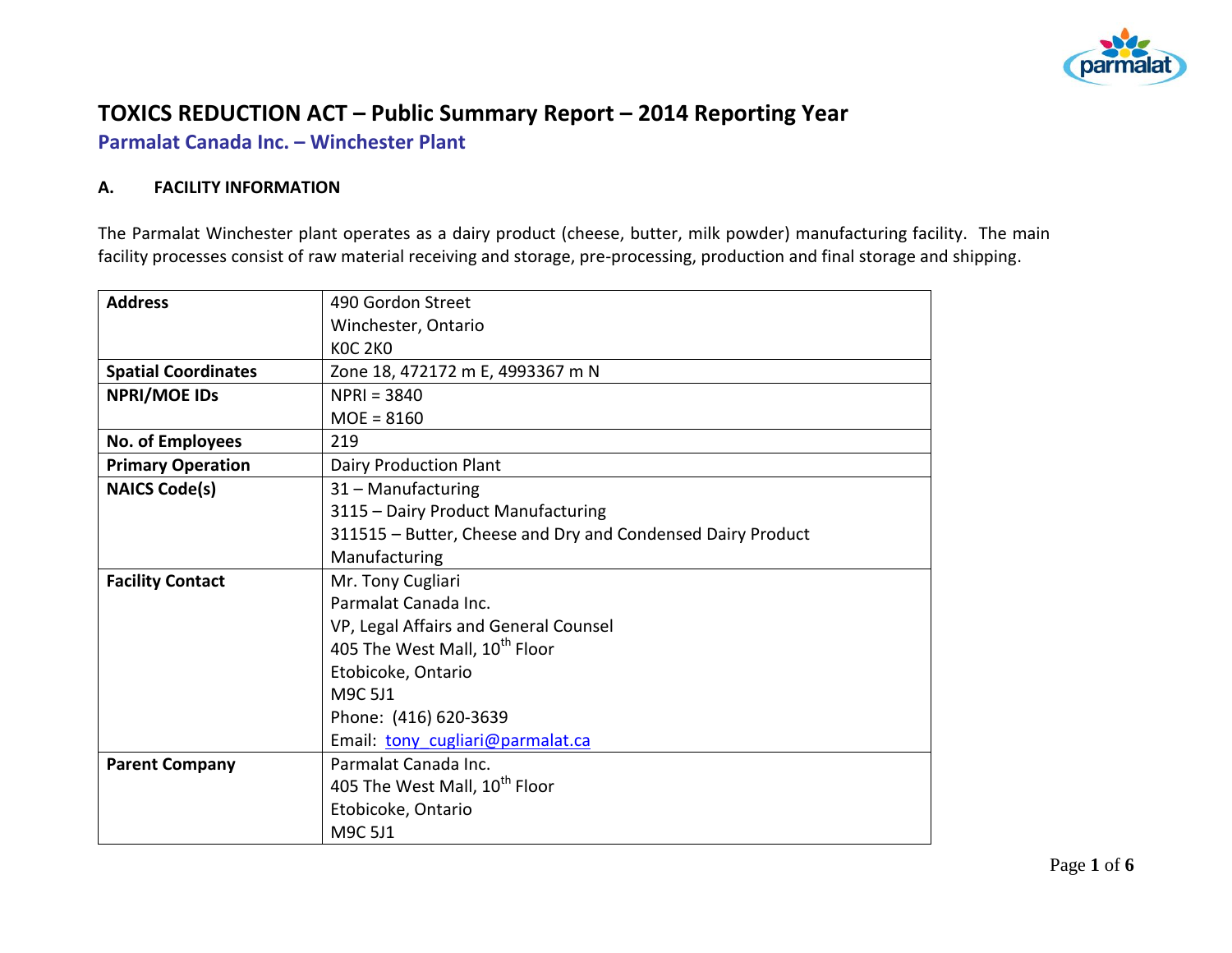# TOXICS REDUCTION ACT – Public Summary Report – 2014 Reporting Year

## Parmalat Canada Inc. – Winchester Plant

### A. FACILITY INFORMATION

The Parmalat Winchester plant operates as a dairy product (cheese, butter, milk powder) manufacturing facility. The main facility processes consist of raw material receiving and storage, pre-processing, production and final storage and shipping.

| | |
|---|---|
| **Address** | 490 Gordon Street<br>Winchester, Ontario<br>K0C 2K0 |
| **Spatial Coordinates** | Zone 18, 472172 m E, 4993367 m N |
| **NPRI/MOE IDs** | NPRI = 3840<br>MOE = 8160 |
| **No. of Employees** | 219 |
| **Primary Operation** | Dairy Production Plant |
| **NAICS Code(s)** | 31 – Manufacturing<br>3115 – Dairy Product Manufacturing<br>311515 – Butter, Cheese and Dry and Condensed Dairy Product Manufacturing |
| **Facility Contact** | Mr. Tony Cugliari<br>Parmalat Canada Inc.<br>VP, Legal Affairs and General Counsel<br>405 The West Mall, 10th Floor<br>Etobicoke, Ontario<br>M9C 5J1<br>Phone: (416) 620-3639<br>Email: tony_cugliari@parmalat.ca |
| **Parent Company** | Parmalat Canada Inc.<br>405 The West Mall, 10th Floor<br>Etobicoke, Ontario<br>M9C 5J1 |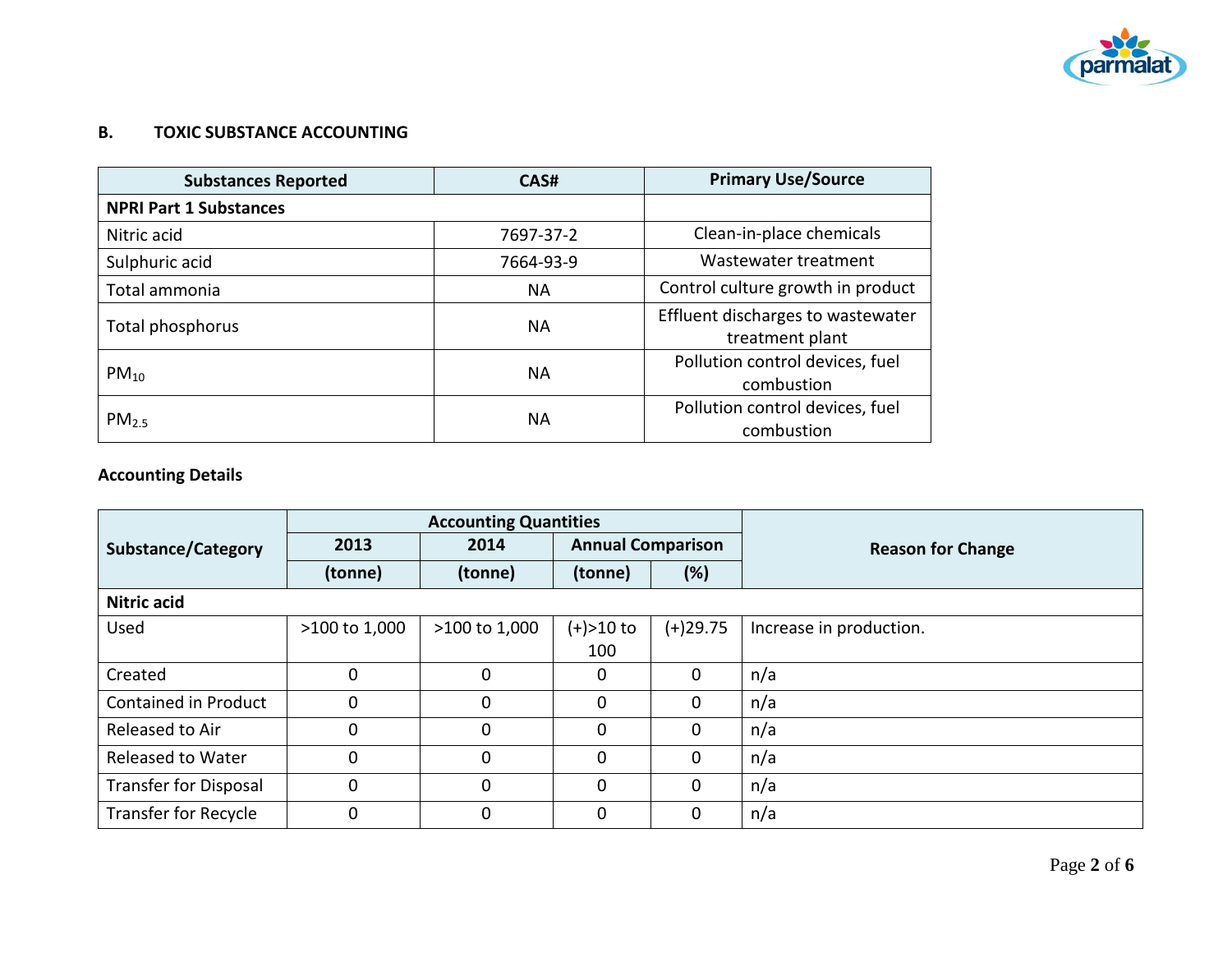## B. TOXIC SUBSTANCE ACCOUNTING

| Substances Reported | CAS# | Primary Use/Source |
|---|---|---|
| **NPRI Part 1 Substances** | | |
| Nitric acid | 7697-37-2 | Clean-in-place chemicals |
| Sulphuric acid | 7664-93-9 | Wastewater treatment |
| Total ammonia | NA | Control culture growth in product |
| Total phosphorus | NA | Effluent discharges to wastewater treatment plant |
| $PM_{10}$ | NA | Pollution control devices, fuel combustion |
| $PM_{2.5}$ | NA | Pollution control devices, fuel combustion |

### Accounting Details

| Substance/Category | Accounting Quantities | | | | Reason for Change |
|---|---|---|---|---|---|
| | 2013 | 2014 | Annual Comparison | | |
| | (tonne) | (tonne) | (tonne) | (%) | |
| **Nitric acid** | | | | | |
| Used | >100 to 1,000 | >100 to 1,000 | (+)>10 to 100 | (+)29.75 | Increase in production. |
| Created | 0 | 0 | 0 | 0 | n/a |
| Contained in Product | 0 | 0 | 0 | 0 | n/a |
| Released to Air | 0 | 0 | 0 | 0 | n/a |
| Released to Water | 0 | 0 | 0 | 0 | n/a |
| Transfer for Disposal | 0 | 0 | 0 | 0 | n/a |
| Transfer for Recycle | 0 | 0 | 0 | 0 | n/a |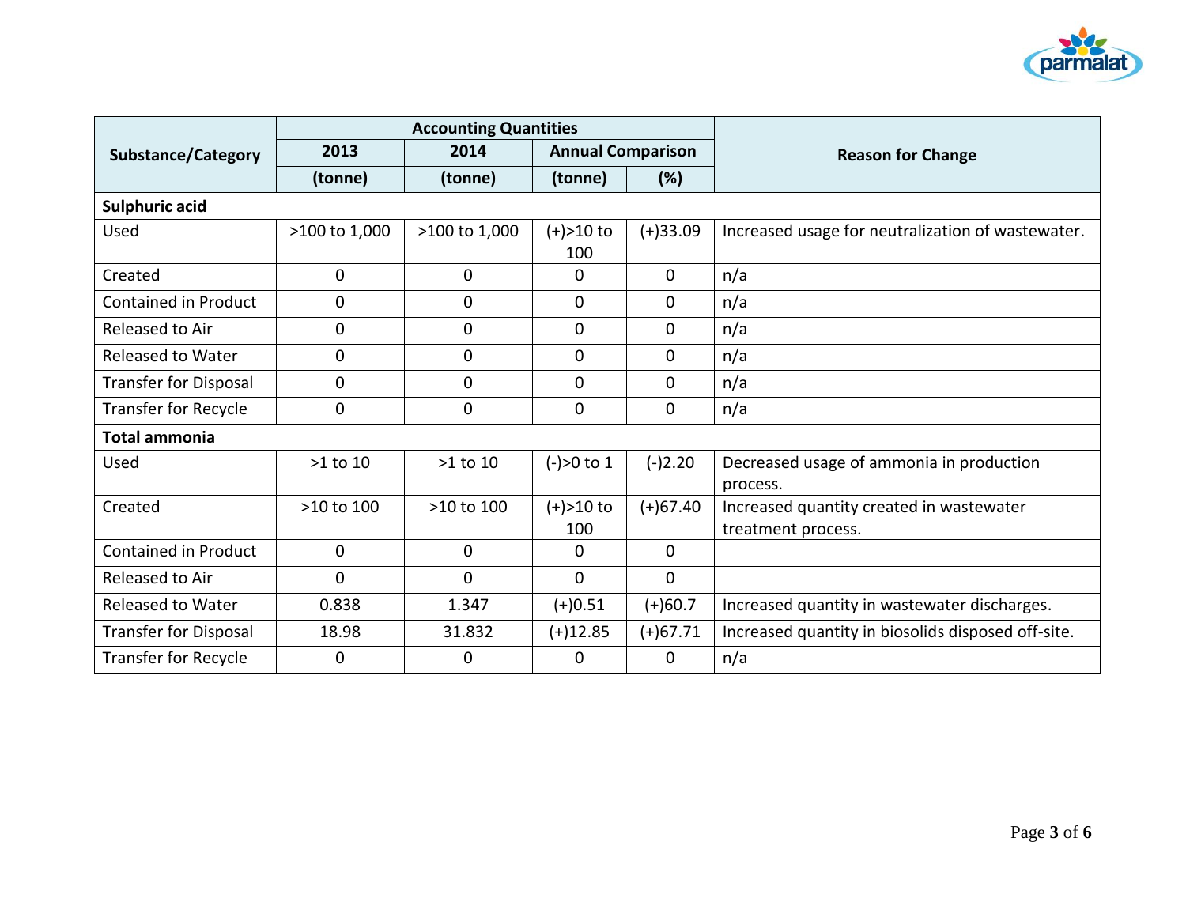| Substance/Category | Accounting Quantities | | | | Reason for Change |
|---|---|---|---|---|---|
| | 2013 | 2014 | Annual Comparison | | |
| | (tonne) | (tonne) | (tonne) | (%) | |
| **Sulphuric acid** | | | | | |
| Used | >100 to 1,000 | >100 to 1,000 | (+)>10 to 100 | (+)33.09 | Increased usage for neutralization of wastewater. |
| Created | 0 | 0 | 0 | 0 | n/a |
| Contained in Product | 0 | 0 | 0 | 0 | n/a |
| Released to Air | 0 | 0 | 0 | 0 | n/a |
| Released to Water | 0 | 0 | 0 | 0 | n/a |
| Transfer for Disposal | 0 | 0 | 0 | 0 | n/a |
| Transfer for Recycle | 0 | 0 | 0 | 0 | n/a |
| **Total ammonia** | | | | | |
| Used | >1 to 10 | >1 to 10 | (-)>0 to 1 | (-)2.20 | Decreased usage of ammonia in production process. |
| Created | >10 to 100 | >10 to 100 | (+)>10 to 100 | (+)67.40 | Increased quantity created in wastewater treatment process. |
| Contained in Product | 0 | 0 | 0 | 0 | |
| Released to Air | 0 | 0 | 0 | 0 | |
| Released to Water | 0.838 | 1.347 | (+)0.51 | (+)60.7 | Increased quantity in wastewater discharges. |
| Transfer for Disposal | 18.98 | 31.832 | (+)12.85 | (+)67.71 | Increased quantity in biosolids disposed off-site. |
| Transfer for Recycle | 0 | 0 | 0 | 0 | n/a |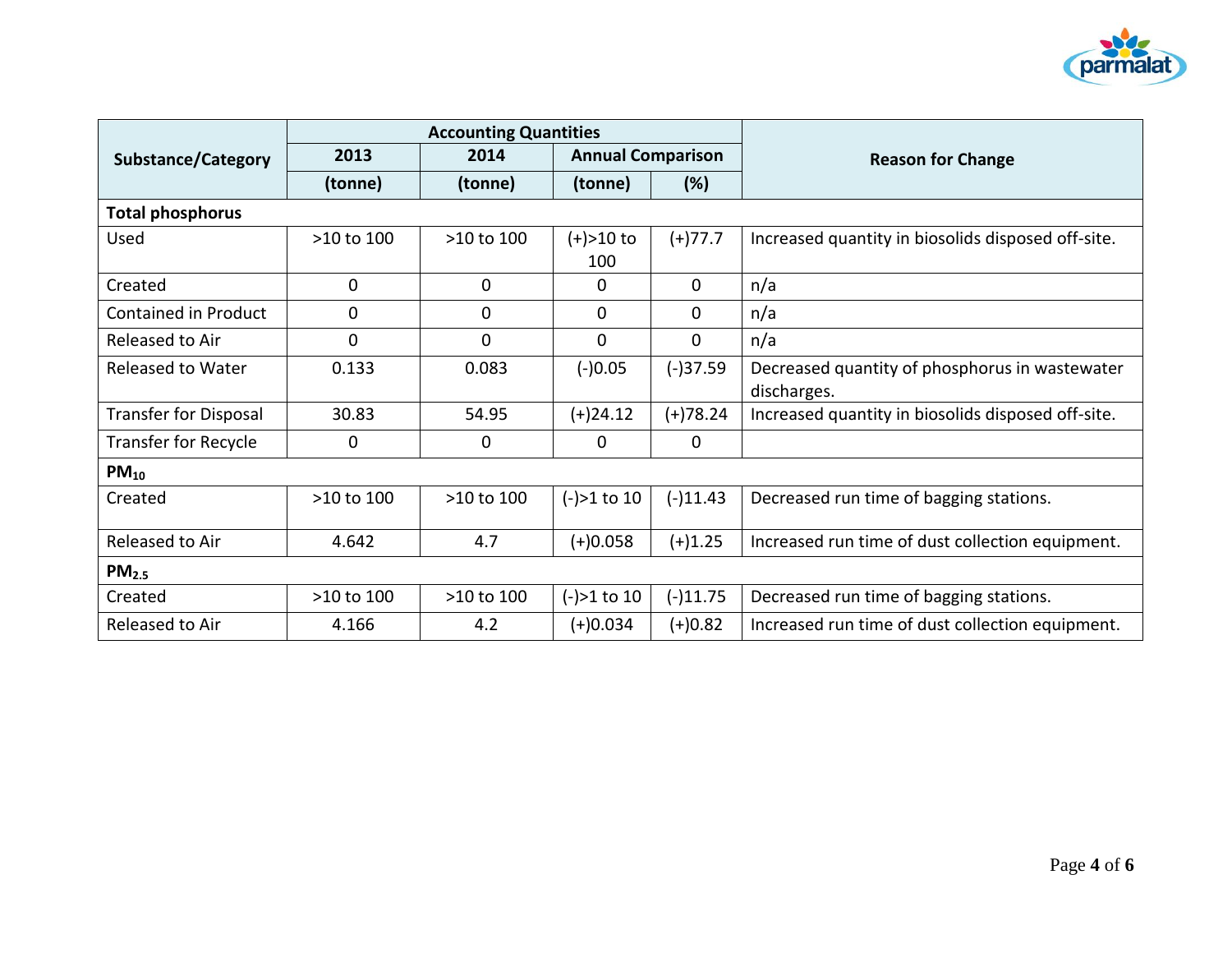| Substance/Category | Accounting Quantities | | | | Reason for Change |
|---|---|---|---|---|---|
| | 2013 | 2014 | Annual Comparison | | |
| | (tonne) | (tonne) | (tonne) | (%) | |
| **Total phosphorus** | | | | | |
| Used | >10 to 100 | >10 to 100 | (+)>10 to 100 | (+)77.7 | Increased quantity in biosolids disposed off-site. |
| Created | 0 | 0 | 0 | 0 | n/a |
| Contained in Product | 0 | 0 | 0 | 0 | n/a |
| Released to Air | 0 | 0 | 0 | 0 | n/a |
| Released to Water | 0.133 | 0.083 | (-)0.05 | (-)37.59 | Decreased quantity of phosphorus in wastewater discharges. |
| Transfer for Disposal | 30.83 | 54.95 | (+)24.12 | (+)78.24 | Increased quantity in biosolids disposed off-site. |
| Transfer for Recycle | 0 | 0 | 0 | 0 | |
| **$PM_{10}$** | | | | | |
| Created | >10 to 100 | >10 to 100 | (-)>1 to 10 | (-)11.43 | Decreased run time of bagging stations. |
| Released to Air | 4.642 | 4.7 | (+)0.058 | (+)1.25 | Increased run time of dust collection equipment. |
| **$PM_{2.5}$** | | | | | |
| Created | >10 to 100 | >10 to 100 | (-)>1 to 10 | (-)11.75 | Decreased run time of bagging stations. |
| Released to Air | 4.166 | 4.2 | (+)0.034 | (+)0.82 | Increased run time of dust collection equipment. |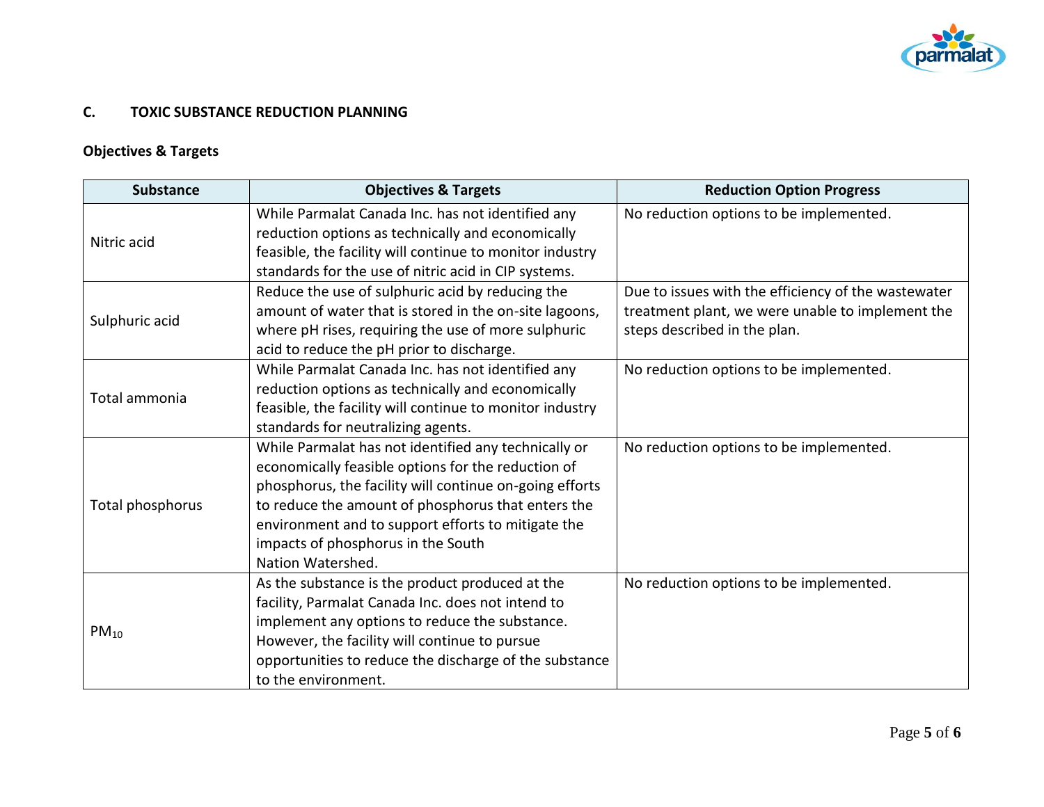## C. TOXIC SUBSTANCE REDUCTION PLANNING

### Objectives & Targets

| Substance | Objectives & Targets | Reduction Option Progress |
|---|---|---|
| Nitric acid | While Parmalat Canada Inc. has not identified any reduction options as technically and economically feasible, the facility will continue to monitor industry standards for the use of nitric acid in CIP systems. | No reduction options to be implemented. |
| Sulphuric acid | Reduce the use of sulphuric acid by reducing the amount of water that is stored in the on-site lagoons, where pH rises, requiring the use of more sulphuric acid to reduce the pH prior to discharge. | Due to issues with the efficiency of the wastewater treatment plant, we were unable to implement the steps described in the plan. |
| Total ammonia | While Parmalat Canada Inc. has not identified any reduction options as technically and economically feasible, the facility will continue to monitor industry standards for neutralizing agents. | No reduction options to be implemented. |
| Total phosphorus | While Parmalat has not identified any technically or economically feasible options for the reduction of phosphorus, the facility will continue on-going efforts to reduce the amount of phosphorus that enters the environment and to support efforts to mitigate the impacts of phosphorus in the South Nation Watershed. | No reduction options to be implemented. |
| $PM_{10}$ | As the substance is the product produced at the facility, Parmalat Canada Inc. does not intend to implement any options to reduce the substance. However, the facility will continue to pursue opportunities to reduce the discharge of the substance to the environment. | No reduction options to be implemented. |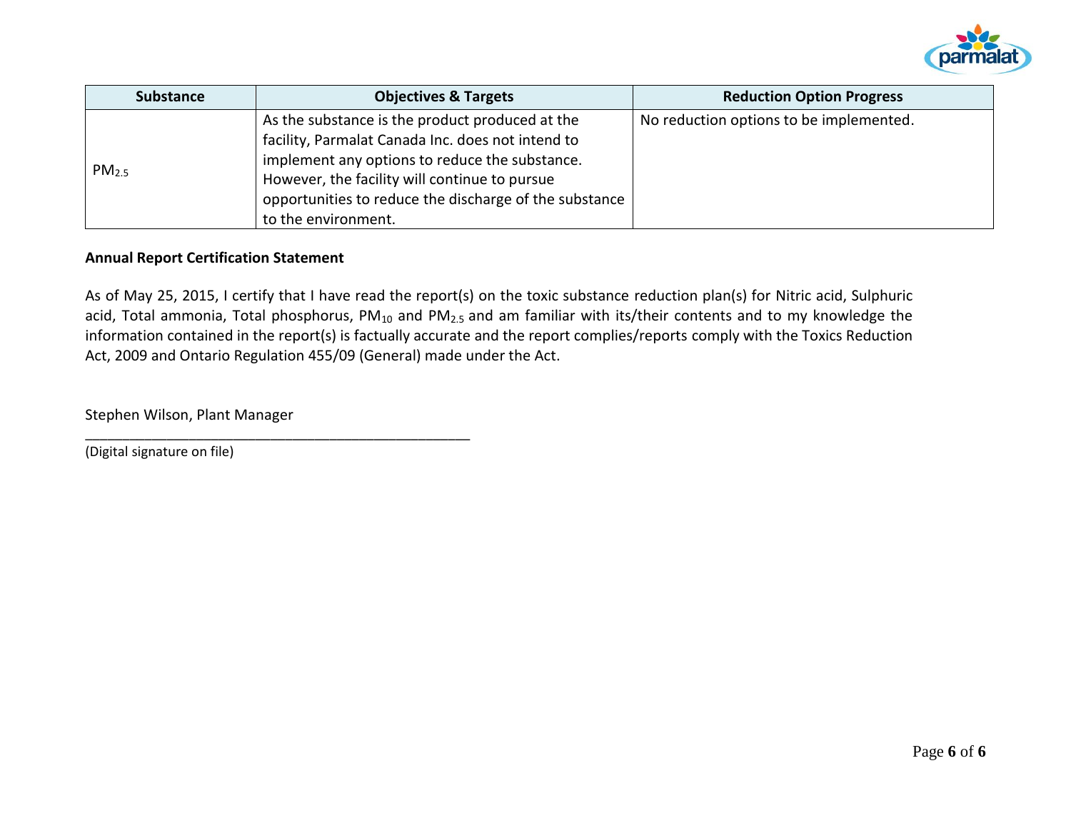| Substance | Objectives & Targets | Reduction Option Progress |
| --- | --- | --- |
| $PM_{2.5}$ | As the substance is the product produced at the facility, Parmalat Canada Inc. does not intend to implement any options to reduce the substance. However, the facility will continue to pursue opportunities to reduce the discharge of the substance to the environment. | No reduction options to be implemented. |

**Annual Report Certification Statement**

As of May 25, 2015, I certify that I have read the report(s) on the toxic substance reduction plan(s) for Nitric acid, Sulphuric acid, Total ammonia, Total phosphorus, $PM_{10}$ and $PM_{2.5}$ and am familiar with its/their contents and to my knowledge the information contained in the report(s) is factually accurate and the report complies/reports comply with the Toxics Reduction Act, 2009 and Ontario Regulation 455/09 (General) made under the Act.

Stephen Wilson, Plant Manager

\_\_\_\_\_\_\_\_\_\_\_\_\_\_\_\_\_\_\_\_\_\_\_\_\_\_\_\_\_\_\_\_\_\_\_\_\_\_\_\_\_\_\_\_\_\_\_\_

(Digital signature on file)